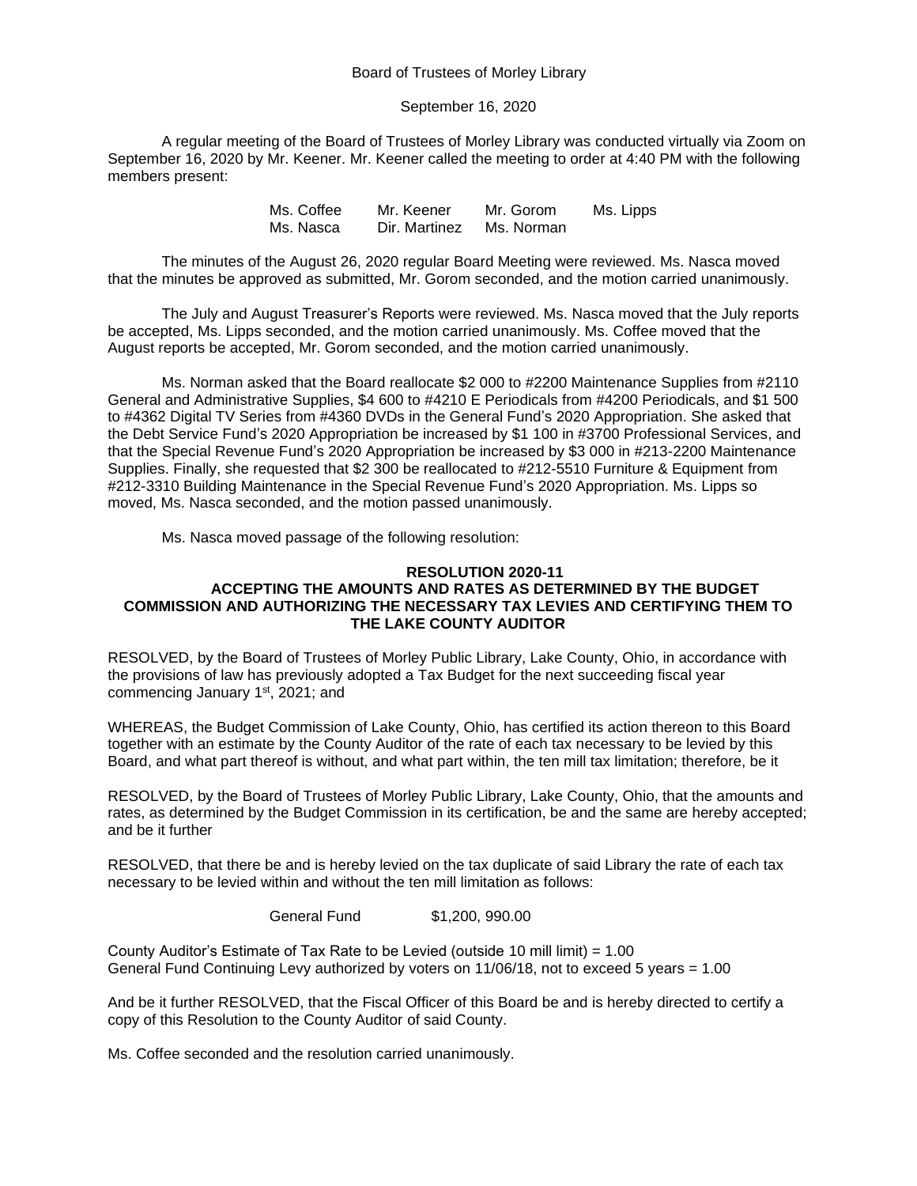Board of Trustees of Morley Library

September 16, 2020

A regular meeting of the Board of Trustees of Morley Library was conducted virtually via Zoom on September 16, 2020 by Mr. Keener. Mr. Keener called the meeting to order at 4:40 PM with the following members present:

| | | | |
|---|---|---|---|
| Ms. Coffee | Mr. Keener | Mr. Gorom | Ms. Lipps |
| Ms. Nasca | Dir. Martinez | Ms. Norman | |

The minutes of the August 26, 2020 regular Board Meeting were reviewed. Ms. Nasca moved that the minutes be approved as submitted, Mr. Gorom seconded, and the motion carried unanimously.

The July and August Treasurer's Reports were reviewed. Ms. Nasca moved that the July reports be accepted, Ms. Lipps seconded, and the motion carried unanimously. Ms. Coffee moved that the August reports be accepted, Mr. Gorom seconded, and the motion carried unanimously.

Ms. Norman asked that the Board reallocate $2 000 to #2200 Maintenance Supplies from #2110 General and Administrative Supplies, $4 600 to #4210 E Periodicals from #4200 Periodicals, and $1 500 to #4362 Digital TV Series from #4360 DVDs in the General Fund's 2020 Appropriation. She asked that the Debt Service Fund's 2020 Appropriation be increased by $1 100 in #3700 Professional Services, and that the Special Revenue Fund's 2020 Appropriation be increased by $3 000 in #213-2200 Maintenance Supplies. Finally, she requested that $2 300 be reallocated to #212-5510 Furniture & Equipment from #212-3310 Building Maintenance in the Special Revenue Fund's 2020 Appropriation. Ms. Lipps so moved, Ms. Nasca seconded, and the motion passed unanimously.

Ms. Nasca moved passage of the following resolution:

**RESOLUTION 2020-11**
**ACCEPTING THE AMOUNTS AND RATES AS DETERMINED BY THE BUDGET COMMISSION AND AUTHORIZING THE NECESSARY TAX LEVIES AND CERTIFYING THEM TO THE LAKE COUNTY AUDITOR**

RESOLVED, by the Board of Trustees of Morley Public Library, Lake County, Ohio, in accordance with the provisions of law has previously adopted a Tax Budget for the next succeeding fiscal year commencing January 1st, 2021; and

WHEREAS, the Budget Commission of Lake County, Ohio, has certified its action thereon to this Board together with an estimate by the County Auditor of the rate of each tax necessary to be levied by this Board, and what part thereof is without, and what part within, the ten mill tax limitation; therefore, be it

RESOLVED, by the Board of Trustees of Morley Public Library, Lake County, Ohio, that the amounts and rates, as determined by the Budget Commission in its certification, be and the same are hereby accepted; and be it further

RESOLVED, that there be and is hereby levied on the tax duplicate of said Library the rate of each tax necessary to be levied within and without the ten mill limitation as follows:

General Fund $1,200, 990.00

County Auditor's Estimate of Tax Rate to be Levied (outside 10 mill limit) = 1.00
General Fund Continuing Levy authorized by voters on 11/06/18, not to exceed 5 years = 1.00

And be it further RESOLVED, that the Fiscal Officer of this Board be and is hereby directed to certify a copy of this Resolution to the County Auditor of said County.

Ms. Coffee seconded and the resolution carried unanimously.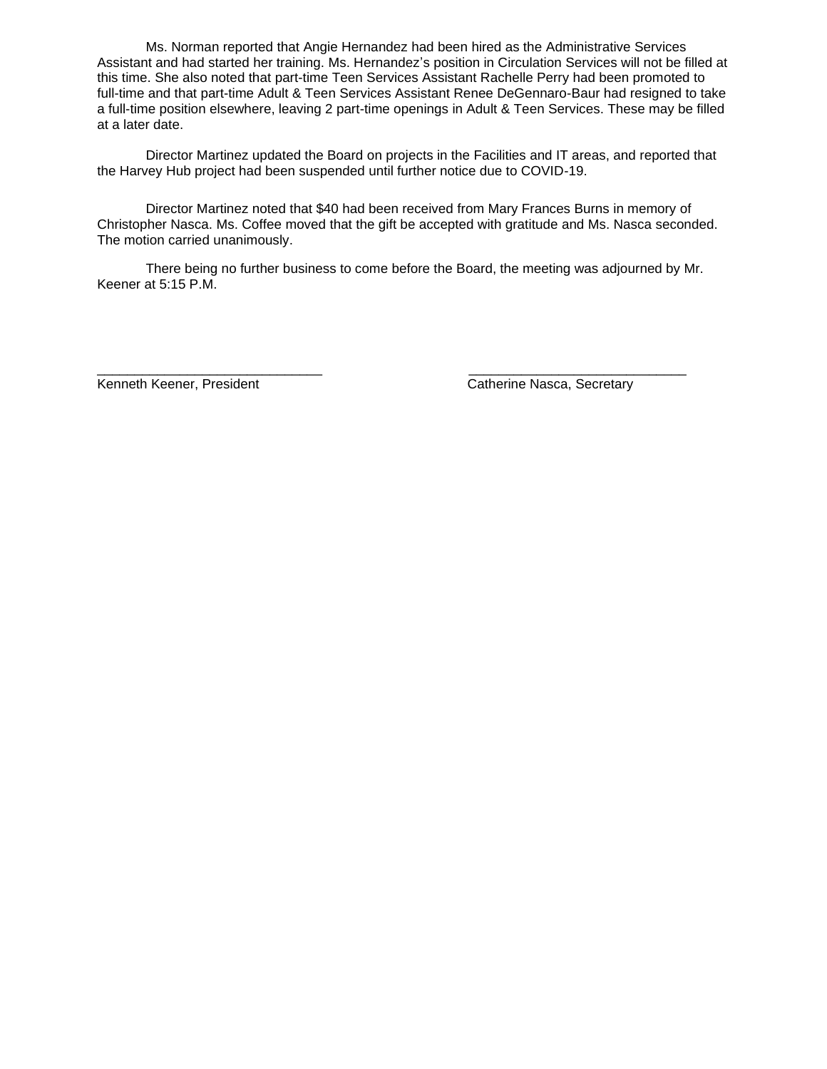Ms. Norman reported that Angie Hernandez had been hired as the Administrative Services Assistant and had started her training. Ms. Hernandez's position in Circulation Services will not be filled at this time. She also noted that part-time Teen Services Assistant Rachelle Perry had been promoted to full-time and that part-time Adult & Teen Services Assistant Renee DeGennaro-Baur had resigned to take a full-time position elsewhere, leaving 2 part-time openings in Adult & Teen Services. These may be filled at a later date.

Director Martinez updated the Board on projects in the Facilities and IT areas, and reported that the Harvey Hub project had been suspended until further notice due to COVID-19.

Director Martinez noted that $40 had been received from Mary Frances Burns in memory of Christopher Nasca. Ms. Coffee moved that the gift be accepted with gratitude and Ms. Nasca seconded. The motion carried unanimously.

There being no further business to come before the Board, the meeting was adjourned by Mr. Keener at 5:15 P.M.

______________________________ ______________________________

Kenneth Keener, President Catherine Nasca, Secretary